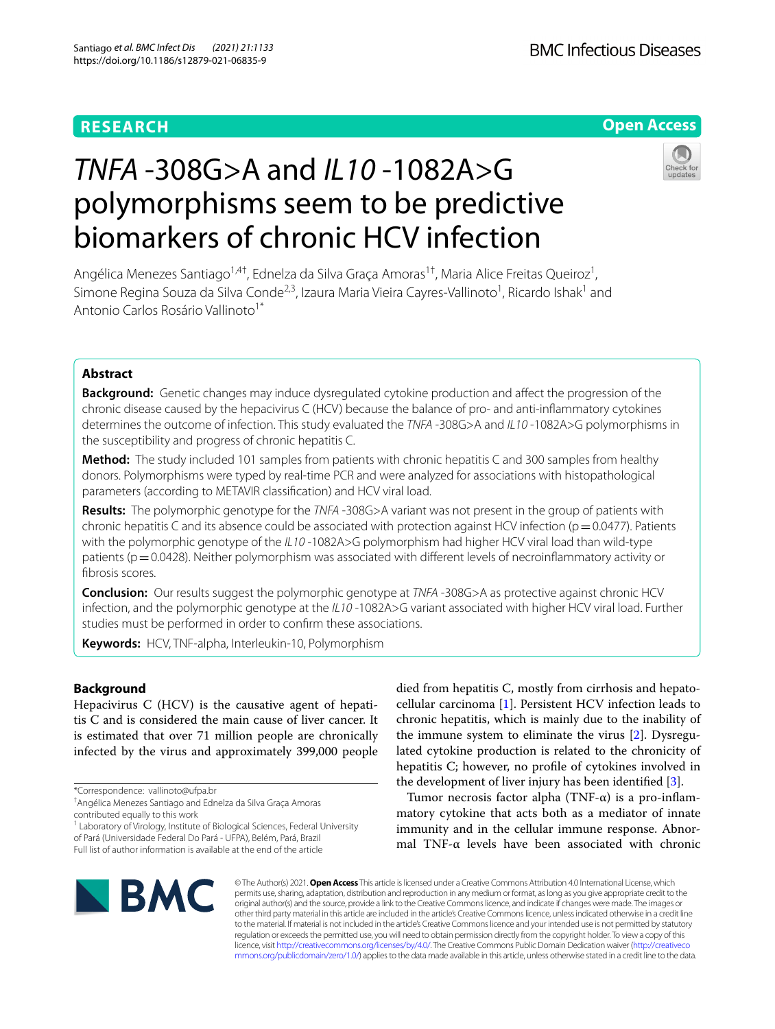**RESEARCH** **Open Access**

# *TNFA* -308G>A and *IL10* -1082A>G polymorphisms seem to be predictive biomarkers of chronic HCV infection

Angélica Menezes Santiago[1,4†], Ednelza da Silva Graça Amoras[1†], Maria Alice Freitas Queiroz[1], Simone Regina Souza da Silva Conde[2,3], Izaura Maria Vieira Cayres-Vallinoto[1], Ricardo Ishak[1] and Antonio Carlos Rosário Vallinoto[1*]

## Abstract

**Background:** Genetic changes may induce dysregulated cytokine production and affect the progression of the chronic disease caused by the hepacivirus C (HCV) because the balance of pro- and anti-inflammatory cytokines determines the outcome of infection. This study evaluated the *TNFA* -308G>A and *IL10* -1082A>G polymorphisms in the susceptibility and progress of chronic hepatitis C.

**Method:** The study included 101 samples from patients with chronic hepatitis C and 300 samples from healthy donors. Polymorphisms were typed by real-time PCR and were analyzed for associations with histopathological parameters (according to METAVIR classification) and HCV viral load.

**Results:** The polymorphic genotype for the *TNFA* -308G>A variant was not present in the group of patients with chronic hepatitis C and its absence could be associated with protection against HCV infection ($p = 0.0477$). Patients with the polymorphic genotype of the *IL10* -1082A>G polymorphism had higher HCV viral load than wild-type patients ($p = 0.0428$). Neither polymorphism was associated with different levels of necroinflammatory activity or fibrosis scores.

**Conclusion:** Our results suggest the polymorphic genotype at *TNFA* -308G>A as protective against chronic HCV infection, and the polymorphic genotype at the *IL10* -1082A>G variant associated with higher HCV viral load. Further studies must be performed in order to confirm these associations.

**Keywords:** HCV, TNF-alpha, Interleukin-10, Polymorphism

## Background

Hepacivirus C (HCV) is the causative agent of hepatitis C and is considered the main cause of liver cancer. It is estimated that over 71 million people are chronically infected by the virus and approximately 399,000 people died from hepatitis C, mostly from cirrhosis and hepatocellular carcinoma [1]. Persistent HCV infection leads to chronic hepatitis, which is mainly due to the inability of the immune system to eliminate the virus [2]. Dysregulated cytokine production is related to the chronicity of hepatitis C; however, no profile of cytokines involved in the development of liver injury has been identified [3].

Tumor necrosis factor alpha (TNF-α) is a pro-inflammatory cytokine that acts both as a mediator of innate immunity and in the cellular immune response. Abnormal TNF-α levels have been associated with chronic

*Correspondence: vallinoto@ufpa.br

†Angélica Menezes Santiago and Ednelza da Silva Graça Amoras contributed equally to this work

[1] Laboratory of Virology, Institute of Biological Sciences, Federal University of Pará (Universidade Federal Do Pará - UFPA), Belém, Pará, Brazil

Full list of author information is available at the end of the article

© The Author(s) 2021. **Open Access** This article is licensed under a Creative Commons Attribution 4.0 International License, which permits use, sharing, adaptation, distribution and reproduction in any medium or format, as long as you give appropriate credit to the original author(s) and the source, provide a link to the Creative Commons licence, and indicate if changes were made. The images or other third party material in this article are included in the article's Creative Commons licence, unless indicated otherwise in a credit line to the material. If material is not included in the article's Creative Commons licence and your intended use is not permitted by statutory regulation or exceeds the permitted use, you will need to obtain permission directly from the copyright holder. To view a copy of this licence, visit http://creativecommons.org/licenses/by/4.0/. The Creative Commons Public Domain Dedication waiver (http://creativecommons.org/publicdomain/zero/1.0/) applies to the data made available in this article, unless otherwise stated in a credit line to the data.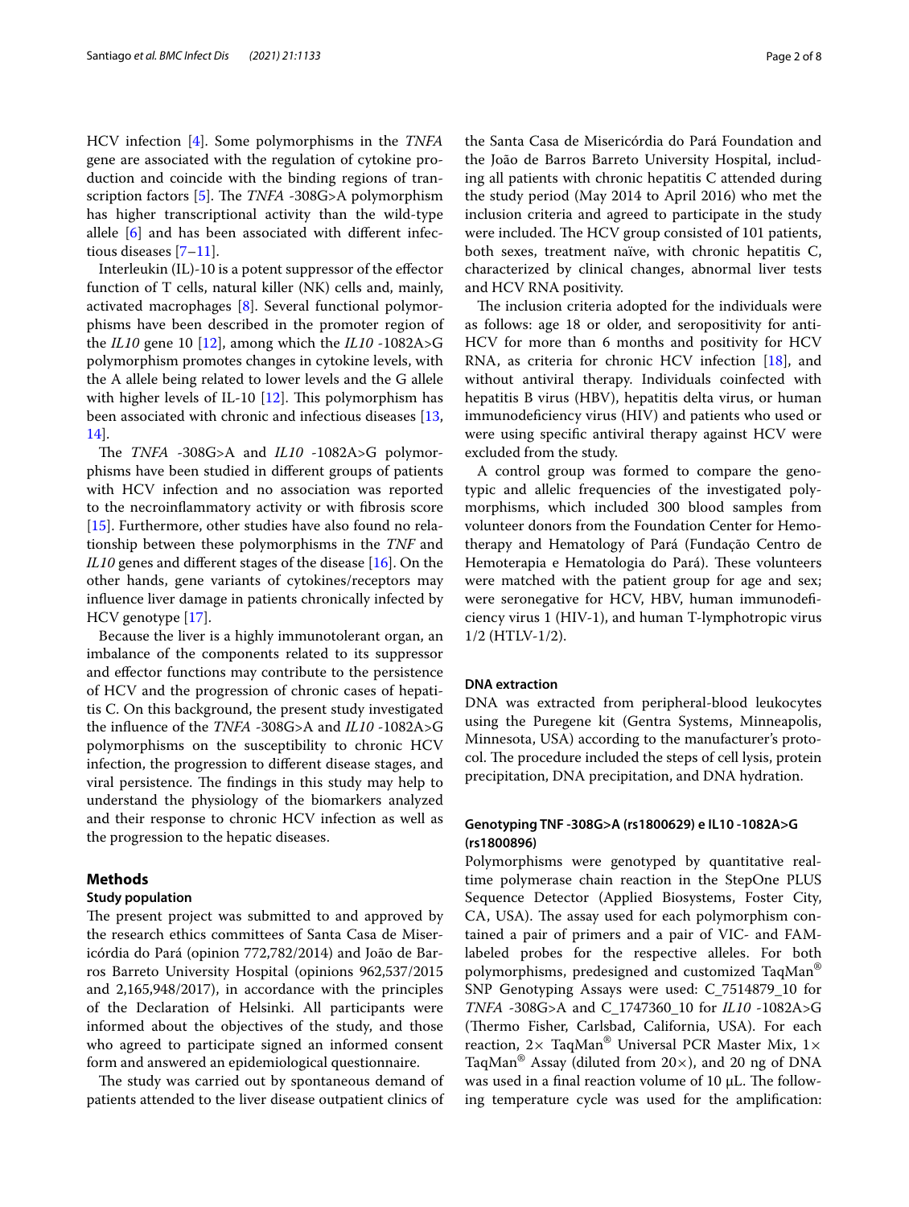HCV infection [4]. Some polymorphisms in the *TNFA* gene are associated with the regulation of cytokine production and coincide with the binding regions of transcription factors [5]. The *TNFA* -308G>A polymorphism has higher transcriptional activity than the wild-type allele [6] and has been associated with different infectious diseases [7–11].

Interleukin (IL)-10 is a potent suppressor of the effector function of T cells, natural killer (NK) cells and, mainly, activated macrophages [8]. Several functional polymorphisms have been described in the promoter region of the *IL10* gene 10 [12], among which the *IL10* -1082A>G polymorphism promotes changes in cytokine levels, with the A allele being related to lower levels and the G allele with higher levels of IL-10 [12]. This polymorphism has been associated with chronic and infectious diseases [13, 14].

The *TNFA* -308G>A and *IL10* -1082A>G polymorphisms have been studied in different groups of patients with HCV infection and no association was reported to the necroinflammatory activity or with fibrosis score [15]. Furthermore, other studies have also found no relationship between these polymorphisms in the *TNF* and *IL10* genes and different stages of the disease [16]. On the other hands, gene variants of cytokines/receptors may influence liver damage in patients chronically infected by HCV genotype [17].

Because the liver is a highly immunotolerant organ, an imbalance of the components related to its suppressor and effector functions may contribute to the persistence of HCV and the progression of chronic cases of hepatitis C. On this background, the present study investigated the influence of the *TNFA* -308G>A and *IL10* -1082A>G polymorphisms on the susceptibility to chronic HCV infection, the progression to different disease stages, and viral persistence. The findings in this study may help to understand the physiology of the biomarkers analyzed and their response to chronic HCV infection as well as the progression to the hepatic diseases.

## Methods

### Study population

The present project was submitted to and approved by the research ethics committees of Santa Casa de Misericórdia do Pará (opinion 772,782/2014) and João de Barros Barreto University Hospital (opinions 962,537/2015 and 2,165,948/2017), in accordance with the principles of the Declaration of Helsinki. All participants were informed about the objectives of the study, and those who agreed to participate signed an informed consent form and answered an epidemiological questionnaire.

The study was carried out by spontaneous demand of patients attended to the liver disease outpatient clinics of the Santa Casa de Misericórdia do Pará Foundation and the João de Barros Barreto University Hospital, including all patients with chronic hepatitis C attended during the study period (May 2014 to April 2016) who met the inclusion criteria and agreed to participate in the study were included. The HCV group consisted of 101 patients, both sexes, treatment naïve, with chronic hepatitis C, characterized by clinical changes, abnormal liver tests and HCV RNA positivity.

The inclusion criteria adopted for the individuals were as follows: age 18 or older, and seropositivity for anti-HCV for more than 6 months and positivity for HCV RNA, as criteria for chronic HCV infection [18], and without antiviral therapy. Individuals coinfected with hepatitis B virus (HBV), hepatitis delta virus, or human immunodeficiency virus (HIV) and patients who used or were using specific antiviral therapy against HCV were excluded from the study.

A control group was formed to compare the genotypic and allelic frequencies of the investigated polymorphisms, which included 300 blood samples from volunteer donors from the Foundation Center for Hemotherapy and Hematology of Pará (Fundação Centro de Hemoterapia e Hematologia do Pará). These volunteers were matched with the patient group for age and sex; were seronegative for HCV, HBV, human immunodeficiency virus 1 (HIV-1), and human T-lymphotropic virus 1/2 (HTLV-1/2).

### DNA extraction

DNA was extracted from peripheral-blood leukocytes using the Puregene kit (Gentra Systems, Minneapolis, Minnesota, USA) according to the manufacturer's protocol. The procedure included the steps of cell lysis, protein precipitation, DNA precipitation, and DNA hydration.

### Genotyping TNF -308G>A (rs1800629) e IL10 -1082A>G (rs1800896)

Polymorphisms were genotyped by quantitative real-time polymerase chain reaction in the StepOne PLUS Sequence Detector (Applied Biosystems, Foster City, CA, USA). The assay used for each polymorphism contained a pair of primers and a pair of VIC- and FAM-labeled probes for the respective alleles. For both polymorphisms, predesigned and customized TaqMan® SNP Genotyping Assays were used: C_7514879_10 for *TNFA* -308G>A and C_1747360_10 for *IL10* -1082A>G (Thermo Fisher, Carlsbad, California, USA). For each reaction, 2× TaqMan® Universal PCR Master Mix, 1× TaqMan® Assay (diluted from 20×), and 20 ng of DNA was used in a final reaction volume of 10 μL. The following temperature cycle was used for the amplification: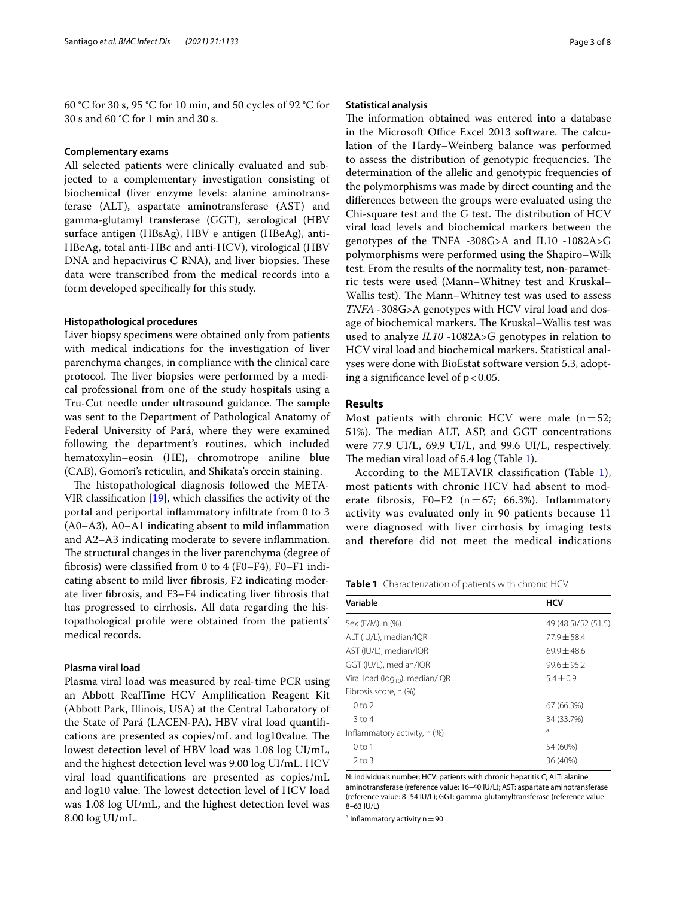60 °C for 30 s, 95 °C for 10 min, and 50 cycles of 92 °C for 30 s and 60 °C for 1 min and 30 s.

### Complementary exams

All selected patients were clinically evaluated and subjected to a complementary investigation consisting of biochemical (liver enzyme levels: alanine aminotransferase (ALT), aspartate aminotransferase (AST) and gamma-glutamyl transferase (GGT), serological (HBV surface antigen (HBsAg), HBV e antigen (HBeAg), anti-HBeAg, total anti-HBc and anti-HCV), virological (HBV DNA and hepacivirus C RNA), and liver biopsies. These data were transcribed from the medical records into a form developed specifically for this study.

### Histopathological procedures

Liver biopsy specimens were obtained only from patients with medical indications for the investigation of liver parenchyma changes, in compliance with the clinical care protocol. The liver biopsies were performed by a medical professional from one of the study hospitals using a Tru-Cut needle under ultrasound guidance. The sample was sent to the Department of Pathological Anatomy of Federal University of Pará, where they were examined following the department's routines, which included hematoxylin–eosin (HE), chromotrope aniline blue (CAB), Gomori's reticulin, and Shikata's orcein staining.

The histopathological diagnosis followed the METAVIR classification [19], which classifies the activity of the portal and periportal inflammatory infiltrate from 0 to 3 (A0–A3), A0–A1 indicating absent to mild inflammation and A2–A3 indicating moderate to severe inflammation. The structural changes in the liver parenchyma (degree of fibrosis) were classified from 0 to 4 (F0–F4), F0–F1 indicating absent to mild liver fibrosis, F2 indicating moderate liver fibrosis, and F3–F4 indicating liver fibrosis that has progressed to cirrhosis. All data regarding the histopathological profile were obtained from the patients' medical records.

### Plasma viral load

Plasma viral load was measured by real-time PCR using an Abbott RealTime HCV Amplification Reagent Kit (Abbott Park, Illinois, USA) at the Central Laboratory of the State of Pará (LACEN-PA). HBV viral load quantifications are presented as copies/mL and log10value. The lowest detection level of HBV load was 1.08 log UI/mL, and the highest detection level was 9.00 log UI/mL. HCV viral load quantifications are presented as copies/mL and log10 value. The lowest detection level of HCV load was 1.08 log UI/mL, and the highest detection level was 8.00 log UI/mL.

### Statistical analysis

The information obtained was entered into a database in the Microsoft Office Excel 2013 software. The calculation of the Hardy–Weinberg balance was performed to assess the distribution of genotypic frequencies. The determination of the allelic and genotypic frequencies of the polymorphisms was made by direct counting and the differences between the groups were evaluated using the Chi-square test and the G test. The distribution of HCV viral load levels and biochemical markers between the genotypes of the TNFA -308G>A and IL10 -1082A>G polymorphisms were performed using the Shapiro–Wilk test. From the results of the normality test, non-parametric tests were used (Mann–Whitney test and Kruskal–Wallis test). The Mann–Whitney test was used to assess *TNFA* -308G>A genotypes with HCV viral load and dosage of biochemical markers. The Kruskal–Wallis test was used to analyze *IL10* -1082A>G genotypes in relation to HCV viral load and biochemical markers. Statistical analyses were done with BioEstat software version 5.3, adopting a significance level of $p < 0.05$.

## Results

Most patients with chronic HCV were male (n = 52; 51%). The median ALT, ASP, and GGT concentrations were 77.9 UI/L, 69.9 UI/L, and 99.6 UI/L, respectively. The median viral load of 5.4 log (Table 1).

According to the METAVIR classification (Table 1), most patients with chronic HCV had absent to moderate fibrosis, F0–F2 (n = 67; 66.3%). Inflammatory activity was evaluated only in 90 patients because 11 were diagnosed with liver cirrhosis by imaging tests and therefore did not meet the medical indications

**Table 1** Characterization of patients with chronic HCV

| Variable | HCV |
|---|---|
| Sex (F/M), n (%) | 49 (48.5)/52 (51.5) |
| ALT (IU/L), median/IQR | 77.9 ± 58.4 |
| AST (IU/L), median/IQR | 69.9 ± 48.6 |
| GGT (IU/L), median/IQR | 99.6 ± 95.2 |
| Viral load ($log_{10}$), median/IQR | 5.4 ± 0.9 |
| Fibrosis score, n (%) | |
| 0 to 2 | 67 (66.3%) |
| 3 to 4 | 34 (33.7%) |
| Inflammatory activity, n (%) | [a] |
| 0 to 1 | 54 (60%) |
| 2 to 3 | 36 (40%) |

N: individuals number; HCV: patients with chronic hepatitis C; ALT: alanine aminotransferase (reference value: 16–40 IU/L); AST: aspartate aminotransferase (reference value: 8–54 IU/L); GGT: gamma-glutamyltransferase (reference value: 8–63 IU/L)

[a] Inflammatory activity n = 90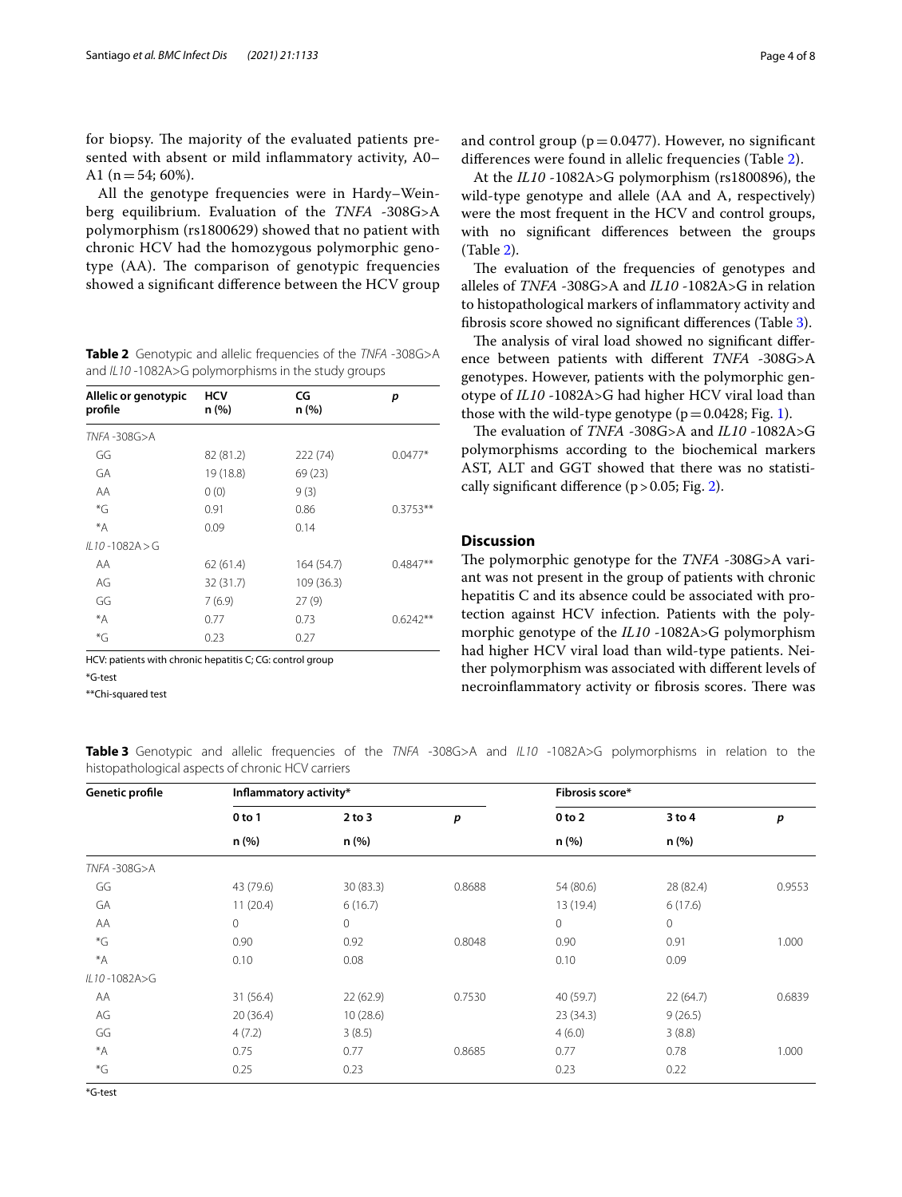for biopsy. The majority of the evaluated patients presented with absent or mild inflammatory activity, A0–A1 (n = 54; 60%).

All the genotype frequencies were in Hardy–Weinberg equilibrium. Evaluation of the *TNFA* -308G>A polymorphism (rs1800629) showed that no patient with chronic HCV had the homozygous polymorphic genotype (AA). The comparison of genotypic frequencies showed a significant difference between the HCV group and control group (p = 0.0477). However, no significant differences were found in allelic frequencies (Table 2).

**Table 2** Genotypic and allelic frequencies of the *TNFA* -308G>A and *IL10* -1082A>G polymorphisms in the study groups

| Allelic or genotypic profile | HCV n (%) | CG n (%) | *p* |
|---|---|---|---|
| *TNFA* -308G>A | | | |
| GG | 82 (81.2) | 222 (74) | 0.0477* |
| GA | 19 (18.8) | 69 (23) | |
| AA | 0 (0) | 9 (3) | |
| *G | 0.91 | 0.86 | 0.3753** |
| *A | 0.09 | 0.14 | |
| *IL10* -1082A > G | | | |
| AA | 62 (61.4) | 164 (54.7) | 0.4847** |
| AG | 32 (31.7) | 109 (36.3) | |
| GG | 7 (6.9) | 27 (9) | |
| *A | 0.77 | 0.73 | 0.6242** |
| *G | 0.23 | 0.27 | |

HCV: patients with chronic hepatitis C; CG: control group

*G-test

**Chi-squared test

At the *IL10* -1082A>G polymorphism (rs1800896), the wild-type genotype and allele (AA and A, respectively) were the most frequent in the HCV and control groups, with no significant differences between the groups (Table 2).

The evaluation of the frequencies of genotypes and alleles of *TNFA* -308G>A and *IL10* -1082A>G in relation to histopathological markers of inflammatory activity and fibrosis score showed no significant differences (Table 3).

The analysis of viral load showed no significant difference between patients with different *TNFA* -308G>A genotypes. However, patients with the polymorphic genotype of *IL10* -1082A>G had higher HCV viral load than those with the wild-type genotype (p = 0.0428; Fig. 1).

The evaluation of *TNFA* -308G>A and *IL10* -1082A>G polymorphisms according to the biochemical markers AST, ALT and GGT showed that there was no statistically significant difference (p > 0.05; Fig. 2).

## Discussion

The polymorphic genotype for the *TNFA* -308G>A variant was not present in the group of patients with chronic hepatitis C and its absence could be associated with protection against HCV infection. Patients with the polymorphic genotype of the *IL10* -1082A>G polymorphism had higher HCV viral load than wild-type patients. Neither polymorphism was associated with different levels of necroinflammatory activity or fibrosis scores. There was

**Table 3** Genotypic and allelic frequencies of the *TNFA* -308G>A and *IL10* -1082A>G polymorphisms in relation to the histopathological aspects of chronic HCV carriers

| Genetic profile | Inflammatory activity* | | | Fibrosis score* | | |
|---|---|---|---|---|---|---|
| | 0 to 1 n (%) | 2 to 3 n (%) | *p* | 0 to 2 n (%) | 3 to 4 n (%) | *p* |
| *TNFA* -308G>A | | | | | | |
| GG | 43 (79.6) | 30 (83.3) | 0.8688 | 54 (80.6) | 28 (82.4) | 0.9553 |
| GA | 11 (20.4) | 6 (16.7) | | 13 (19.4) | 6 (17.6) | |
| AA | 0 | 0 | | 0 | 0 | |
| *G | 0.90 | 0.92 | 0.8048 | 0.90 | 0.91 | 1.000 |
| *A | 0.10 | 0.08 | | 0.10 | 0.09 | |
| *IL10* -1082A>G | | | | | | |
| AA | 31 (56.4) | 22 (62.9) | 0.7530 | 40 (59.7) | 22 (64.7) | 0.6839 |
| AG | 20 (36.4) | 10 (28.6) | | 23 (34.3) | 9 (26.5) | |
| GG | 4 (7.2) | 3 (8.5) | | 4 (6.0) | 3 (8.8) | |
| *A | 0.75 | 0.77 | 0.8685 | 0.77 | 0.78 | 1.000 |
| *G | 0.25 | 0.23 | | 0.23 | 0.22 | |

*G-test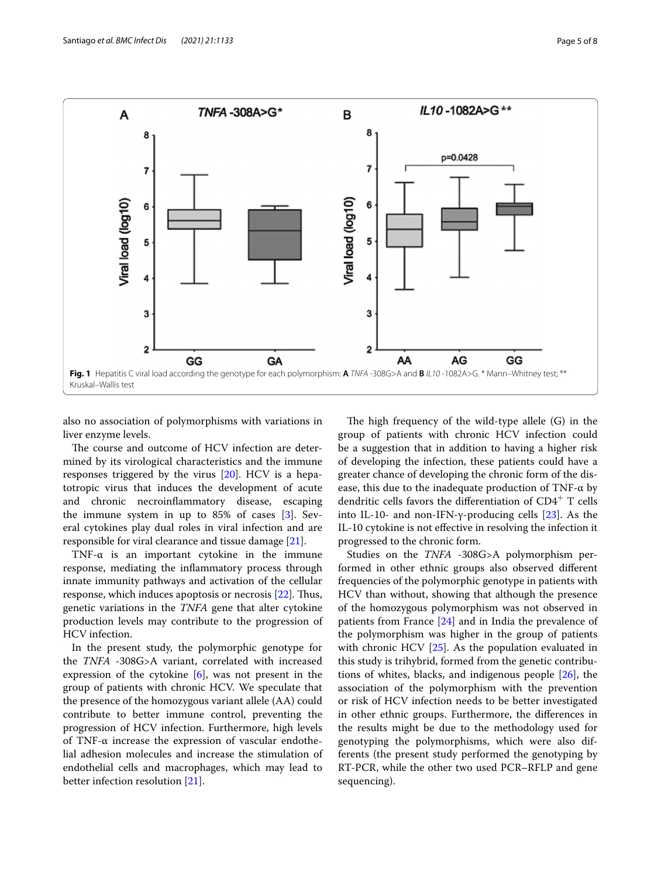Fig. 1 Hepatitis C viral load according the genotype for each polymorphism: **A** *TNFA* -308G>A and **B** *IL10* -1082A>G. * Mann–Whitney test; ** Kruskal–Wallis test

also no association of polymorphisms with variations in liver enzyme levels.

The course and outcome of HCV infection are determined by its virological characteristics and the immune responses triggered by the virus [20]. HCV is a hepatotropic virus that induces the development of acute and chronic necroinflammatory disease, escaping the immune system in up to 85% of cases [3]. Several cytokines play dual roles in viral infection and are responsible for viral clearance and tissue damage [21].

TNF-α is an important cytokine in the immune response, mediating the inflammatory process through innate immunity pathways and activation of the cellular response, which induces apoptosis or necrosis [22]. Thus, genetic variations in the *TNFA* gene that alter cytokine production levels may contribute to the progression of HCV infection.

In the present study, the polymorphic genotype for the *TNFA* -308G>A variant, correlated with increased expression of the cytokine [6], was not present in the group of patients with chronic HCV. We speculate that the presence of the homozygous variant allele (AA) could contribute to better immune control, preventing the progression of HCV infection. Furthermore, high levels of TNF-α increase the expression of vascular endothelial adhesion molecules and increase the stimulation of endothelial cells and macrophages, which may lead to better infection resolution [21].

The high frequency of the wild-type allele (G) in the group of patients with chronic HCV infection could be a suggestion that in addition to having a higher risk of developing the infection, these patients could have a greater chance of developing the chronic form of the disease, this due to the inadequate production of TNF-α by dendritic cells favors the differentiation of $CD4^+$ T cells into IL-10- and non-IFN-γ-producing cells [23]. As the IL-10 cytokine is not effective in resolving the infection it progressed to the chronic form.

Studies on the *TNFA* -308G>A polymorphism performed in other ethnic groups also observed different frequencies of the polymorphic genotype in patients with HCV than without, showing that although the presence of the homozygous polymorphism was not observed in patients from France [24] and in India the prevalence of the polymorphism was higher in the group of patients with chronic HCV [25]. As the population evaluated in this study is trihybrid, formed from the genetic contributions of whites, blacks, and indigenous people [26], the association of the polymorphism with the prevention or risk of HCV infection needs to be better investigated in other ethnic groups. Furthermore, the differences in the results might be due to the methodology used for genotyping the polymorphisms, which were also differents (the present study performed the genotyping by RT-PCR, while the other two used PCR–RFLP and gene sequencing).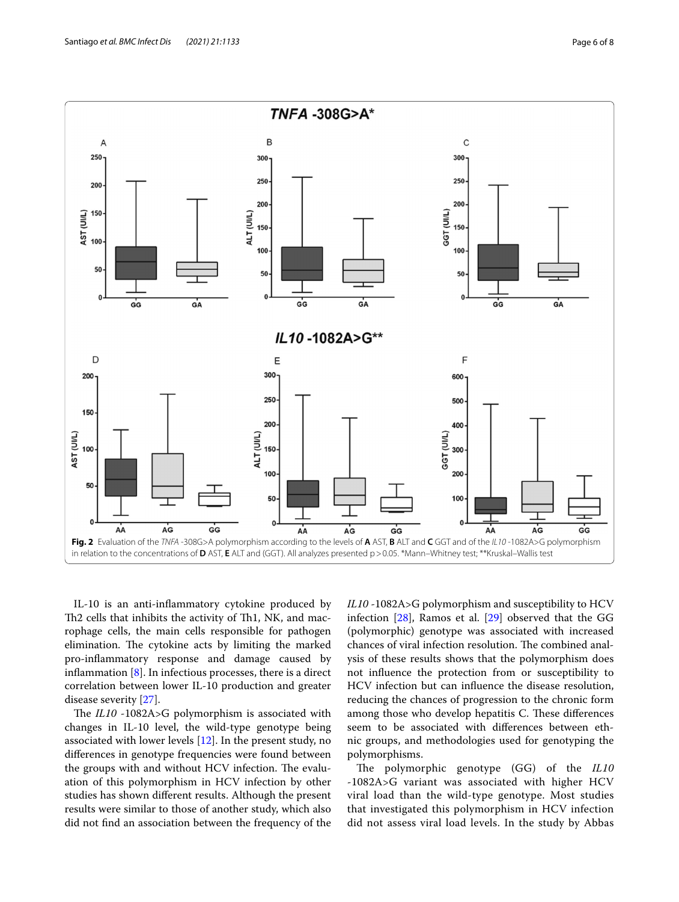**Fig. 2** Evaluation of the *TNFA* -308G>A polymorphism according to the levels of **A** AST, **B** ALT and **C** GGT and of the *IL10* -1082A>G polymorphism in relation to the concentrations of **D** AST, **E** ALT and (GGT). All analyzes presented p > 0.05. *Mann–Whitney test; **Kruskal–Wallis test

IL-10 is an anti-inflammatory cytokine produced by Th2 cells that inhibits the activity of Th1, NK, and macrophage cells, the main cells responsible for pathogen elimination. The cytokine acts by limiting the marked pro-inflammatory response and damage caused by inflammation [8]. In infectious processes, there is a direct correlation between lower IL-10 production and greater disease severity [27].

The *IL10* -1082A>G polymorphism is associated with changes in IL-10 level, the wild-type genotype being associated with lower levels [12]. In the present study, no differences in genotype frequencies were found between the groups with and without HCV infection. The evaluation of this polymorphism in HCV infection by other studies has shown different results. Although the present results were similar to those of another study, which also did not find an association between the frequency of the *IL10* -1082A>G polymorphism and susceptibility to HCV infection [28], Ramos et al. [29] observed that the GG (polymorphic) genotype was associated with increased chances of viral infection resolution. The combined analysis of these results shows that the polymorphism does not influence the protection from or susceptibility to HCV infection but can influence the disease resolution, reducing the chances of progression to the chronic form among those who develop hepatitis C. These differences seem to be associated with differences between ethnic groups, and methodologies used for genotyping the polymorphisms.

The polymorphic genotype (GG) of the *IL10* -1082A>G variant was associated with higher HCV viral load than the wild-type genotype. Most studies that investigated this polymorphism in HCV infection did not assess viral load levels. In the study by Abbas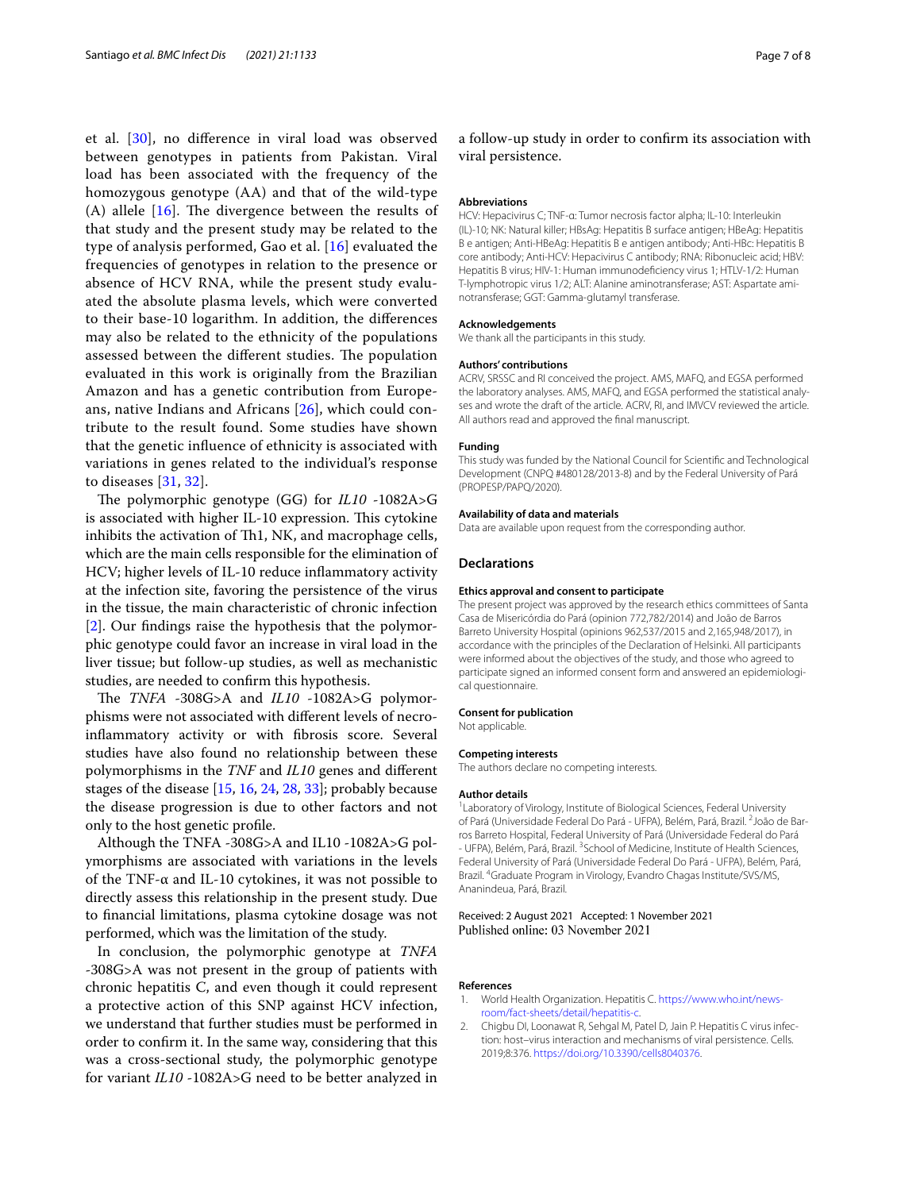et al. [30], no difference in viral load was observed between genotypes in patients from Pakistan. Viral load has been associated with the frequency of the homozygous genotype (AA) and that of the wild-type (A) allele [16]. The divergence between the results of that study and the present study may be related to the type of analysis performed, Gao et al. [16] evaluated the frequencies of genotypes in relation to the presence or absence of HCV RNA, while the present study evaluated the absolute plasma levels, which were converted to their base-10 logarithm. In addition, the differences may also be related to the ethnicity of the populations assessed between the different studies. The population evaluated in this work is originally from the Brazilian Amazon and has a genetic contribution from Europeans, native Indians and Africans [26], which could contribute to the result found. Some studies have shown that the genetic influence of ethnicity is associated with variations in genes related to the individual's response to diseases [31, 32].

The polymorphic genotype (GG) for *IL10* -1082A>G is associated with higher IL-10 expression. This cytokine inhibits the activation of Th1, NK, and macrophage cells, which are the main cells responsible for the elimination of HCV; higher levels of IL-10 reduce inflammatory activity at the infection site, favoring the persistence of the virus in the tissue, the main characteristic of chronic infection [2]. Our findings raise the hypothesis that the polymorphic genotype could favor an increase in viral load in the liver tissue; but follow-up studies, as well as mechanistic studies, are needed to confirm this hypothesis.

The *TNFA* -308G>A and *IL10* -1082A>G polymorphisms were not associated with different levels of necroinflammatory activity or with fibrosis score. Several studies have also found no relationship between these polymorphisms in the *TNF* and *IL10* genes and different stages of the disease [15, 16, 24, 28, 33]; probably because the disease progression is due to other factors and not only to the host genetic profile.

Although the TNFA -308G>A and IL10 -1082A>G polymorphisms are associated with variations in the levels of the TNF-α and IL-10 cytokines, it was not possible to directly assess this relationship in the present study. Due to financial limitations, plasma cytokine dosage was not performed, which was the limitation of the study.

In conclusion, the polymorphic genotype at *TNFA* -308G>A was not present in the group of patients with chronic hepatitis C, and even though it could represent a protective action of this SNP against HCV infection, we understand that further studies must be performed in order to confirm it. In the same way, considering that this was a cross-sectional study, the polymorphic genotype for variant *IL10* -1082A>G need to be better analyzed in a follow-up study in order to confirm its association with viral persistence.

### Abbreviations

HCV: Hepacivirus C; TNF-α: Tumor necrosis factor alpha; IL-10: Interleukin (IL)-10; NK: Natural killer; HBsAg: Hepatitis B surface antigen; HBeAg: Hepatitis B e antigen; Anti-HBeAg: Hepatitis B e antigen antibody; Anti-HBc: Hepatitis B core antibody; Anti-HCV: Hepacivirus C antibody; RNA: Ribonucleic acid; HBV: Hepatitis B virus; HIV-1: Human immunodeficiency virus 1; HTLV-1/2: Human T-lymphotropic virus 1/2; ALT: Alanine aminotransferase; AST: Aspartate aminotransferase; GGT: Gamma-glutamyl transferase.

### Acknowledgements

We thank all the participants in this study.

### Authors' contributions

ACRV, SRSSC and RI conceived the project. AMS, MAFQ, and EGSA performed the laboratory analyses. AMS, MAFQ, and EGSA performed the statistical analyses and wrote the draft of the article. ACRV, RI, and IMVCV reviewed the article. All authors read and approved the final manuscript.

### Funding

This study was funded by the National Council for Scientific and Technological Development (CNPQ #480128/2013-8) and by the Federal University of Pará (PROPESP/PAPQ/2020).

### Availability of data and materials

Data are available upon request from the corresponding author.

## Declarations

### Ethics approval and consent to participate

The present project was approved by the research ethics committees of Santa Casa de Misericórdia do Pará (opinion 772,782/2014) and João de Barros Barreto University Hospital (opinions 962,537/2015 and 2,165,948/2017), in accordance with the principles of the Declaration of Helsinki. All participants were informed about the objectives of the study, and those who agreed to participate signed an informed consent form and answered an epidemiological questionnaire.

### Consent for publication

Not applicable.

### Competing interests

The authors declare no competing interests.

### Author details

[1] Laboratory of Virology, Institute of Biological Sciences, Federal University of Pará (Universidade Federal Do Pará - UFPA), Belém, Pará, Brazil. [2] João de Barros Barreto Hospital, Federal University of Pará (Universidade Federal do Pará - UFPA), Belém, Pará, Brazil. [3] School of Medicine, Institute of Health Sciences, Federal University of Pará (Universidade Federal Do Pará - UFPA), Belém, Pará, Brazil. [4] Graduate Program in Virology, Evandro Chagas Institute/SVS/MS, Ananindeua, Pará, Brazil.

Received: 2 August 2021 Accepted: 1 November 2021
Published online: 03 November 2021

### References

1. World Health Organization. Hepatitis C. https://www.who.int/news-room/fact-sheets/detail/hepatitis-c.
2. Chigbu DI, Loonawat R, Sehgal M, Patel D, Jain P. Hepatitis C virus infection: host–virus interaction and mechanisms of viral persistence. Cells. 2019;8:376. https://doi.org/10.3390/cells8040376.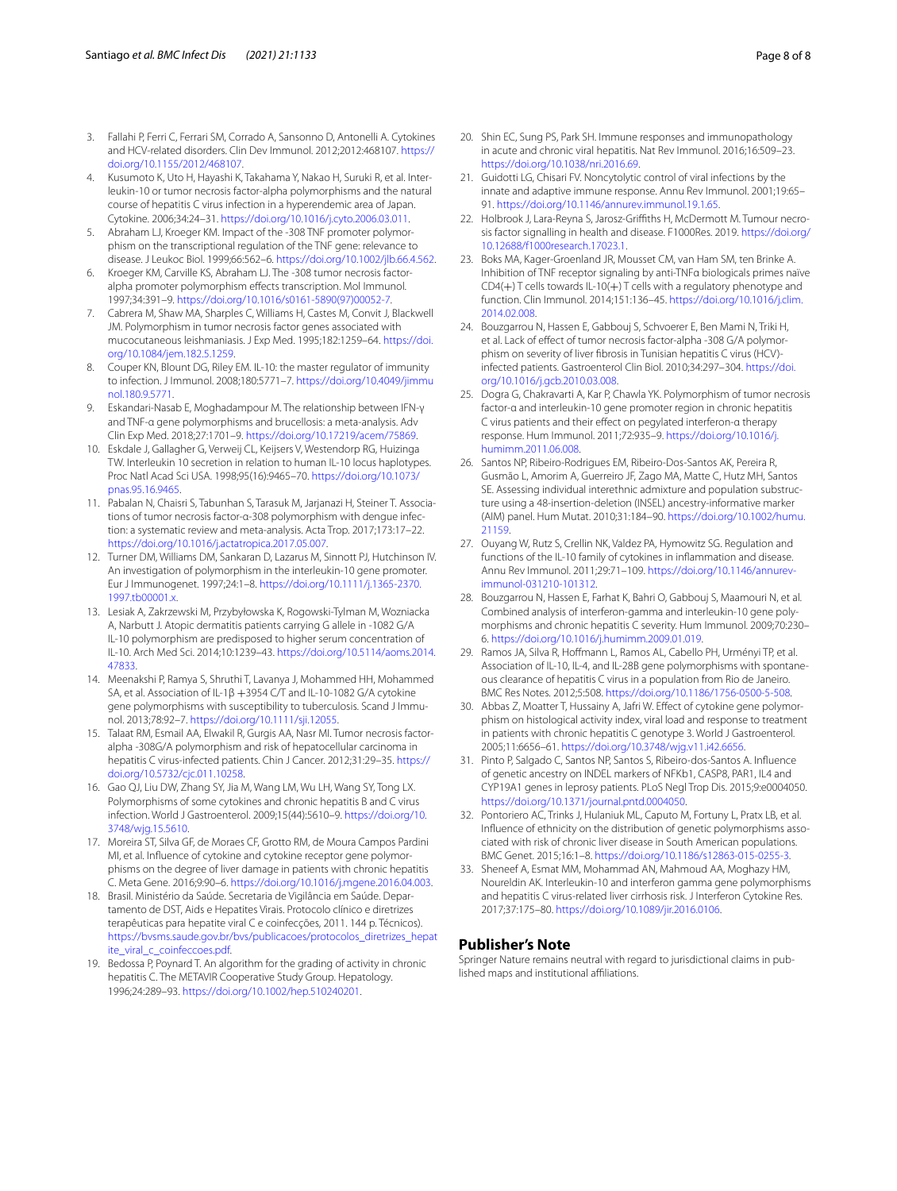3. Fallahi P, Ferri C, Ferrari SM, Corrado A, Sansonno D, Antonelli A. Cytokines and HCV-related disorders. Clin Dev Immunol. 2012;2012:468107. https://doi.org/10.1155/2012/468107.
4. Kusumoto K, Uto H, Hayashi K, Takahama Y, Nakao H, Suruki R, et al. Interleukin-10 or tumor necrosis factor-alpha polymorphisms and the natural course of hepatitis C virus infection in a hyperendemic area of Japan. Cytokine. 2006;34:24–31. https://doi.org/10.1016/j.cyto.2006.03.011.
5. Abraham LJ, Kroeger KM. Impact of the -308 TNF promoter polymorphism on the transcriptional regulation of the TNF gene: relevance to disease. J Leukoc Biol. 1999;66:562–6. https://doi.org/10.1002/jlb.66.4.562.
6. Kroeger KM, Carville KS, Abraham LJ. The -308 tumor necrosis factor-alpha promoter polymorphism effects transcription. Mol Immunol. 1997;34:391–9. https://doi.org/10.1016/s0161-5890(97)00052-7.
7. Cabrera M, Shaw MA, Sharples C, Williams H, Castes M, Convit J, Blackwell JM. Polymorphism in tumor necrosis factor genes associated with mucocutaneous leishmaniasis. J Exp Med. 1995;182:1259–64. https://doi.org/10.1084/jem.182.5.1259.
8. Couper KN, Blount DG, Riley EM. IL-10: the master regulator of immunity to infection. J Immunol. 2008;180:5771–7. https://doi.org/10.4049/jimmunol.180.9.5771.
9. Eskandari-Nasab E, Moghadampour M. The relationship between IFN-γ and TNF-α gene polymorphisms and brucellosis: a meta-analysis. Adv Clin Exp Med. 2018;27:1701–9. https://doi.org/10.17219/acem/75869.
10. Eskdale J, Gallagher G, Verweij CL, Keijsers V, Westendorp RG, Huizinga TW. Interleukin 10 secretion in relation to human IL-10 locus haplotypes. Proc Natl Acad Sci USA. 1998;95(16):9465–70. https://doi.org/10.1073/pnas.95.16.9465.
11. Pabalan N, Chaisri S, Tabunhan S, Tarasuk M, Jarjanazi H, Steiner T. Associations of tumor necrosis factor-α-308 polymorphism with dengue infection: a systematic review and meta-analysis. Acta Trop. 2017;173:17–22. https://doi.org/10.1016/j.actatropica.2017.05.007.
12. Turner DM, Williams DM, Sankaran D, Lazarus M, Sinnott PJ, Hutchinson IV. An investigation of polymorphism in the interleukin-10 gene promoter. Eur J Immunogenet. 1997;24:1–8. https://doi.org/10.1111/j.1365-2370.1997.tb00001.x.
13. Lesiak A, Zakrzewski M, Przybyłowska K, Rogowski-Tylman M, Wozniacka A, Narbutt J. Atopic dermatitis patients carrying G allele in -1082 G/A IL-10 polymorphism are predisposed to higher serum concentration of IL-10. Arch Med Sci. 2014;10:1239–43. https://doi.org/10.5114/aoms.2014.47833.
14. Meenakshi P, Ramya S, Shruthi T, Lavanya J, Mohammed HH, Mohammed SA, et al. Association of IL-1β +3954 C/T and IL-10-1082 G/A cytokine gene polymorphisms with susceptibility to tuberculosis. Scand J Immunol. 2013;78:92–7. https://doi.org/10.1111/sji.12055.
15. Talaat RM, Esmail AA, Elwakil R, Gurgis AA, Nasr MI. Tumor necrosis factor-alpha -308G/A polymorphism and risk of hepatocellular carcinoma in hepatitis C virus-infected patients. Chin J Cancer. 2012;31:29–35. https://doi.org/10.5732/cjc.011.10258.
16. Gao QJ, Liu DW, Zhang SY, Jia M, Wang LM, Wu LH, Wang SY, Tong LX. Polymorphisms of some cytokines and chronic hepatitis B and C virus infection. World J Gastroenterol. 2009;15(44):5610–9. https://doi.org/10.3748/wjg.15.5610.
17. Moreira ST, Silva GF, de Moraes CF, Grotto RM, de Moura Campos Pardini MI, et al. Influence of cytokine and cytokine receptor gene polymorphisms on the degree of liver damage in patients with chronic hepatitis C. Meta Gene. 2016;9:90–6. https://doi.org/10.1016/j.mgene.2016.04.003.
18. Brasil. Ministério da Saúde. Secretaria de Vigilância em Saúde. Departamento de DST, Aids e Hepatites Virais. Protocolo clínico e diretrizes terapêuticas para hepatite viral C e coinfecções, 2011. 144 p. Técnicos). https://bvsms.saude.gov.br/bvs/publicacoes/protocolos_diretrizes_hepatite_viral_c_coinfeccoes.pdf.
19. Bedossa P, Poynard T. An algorithm for the grading of activity in chronic hepatitis C. The METAVIR Cooperative Study Group. Hepatology. 1996;24:289–93. https://doi.org/10.1002/hep.510240201.
20. Shin EC, Sung PS, Park SH. Immune responses and immunopathology in acute and chronic viral hepatitis. Nat Rev Immunol. 2016;16:509–23. https://doi.org/10.1038/nri.2016.69.
21. Guidotti LG, Chisari FV. Noncytolytic control of viral infections by the innate and adaptive immune response. Annu Rev Immunol. 2001;19:65–91. https://doi.org/10.1146/annurev.immunol.19.1.65.
22. Holbrook J, Lara-Reyna S, Jarosz-Griffiths H, McDermott M. Tumour necrosis factor signalling in health and disease. F1000Res. 2019. https://doi.org/10.12688/f1000research.17023.1.
23. Boks MA, Kager-Groenland JR, Mousset CM, van Ham SM, ten Brinke A. Inhibition of TNF receptor signaling by anti-TNFα biologicals primes naïve CD4(+) T cells towards IL-10(+) T cells with a regulatory phenotype and function. Clin Immunol. 2014;151:136–45. https://doi.org/10.1016/j.clim.2014.02.008.
24. Bouzgarrou N, Hassen E, Gabbouj S, Schvoerer E, Ben Mami N, Triki H, et al. Lack of effect of tumor necrosis factor-alpha -308 G/A polymorphism on severity of liver fibrosis in Tunisian hepatitis C virus (HCV)-infected patients. Gastroenterol Clin Biol. 2010;34:297–304. https://doi.org/10.1016/j.gcb.2010.03.008.
25. Dogra G, Chakravarti A, Kar P, Chawla YK. Polymorphism of tumor necrosis factor-α and interleukin-10 gene promoter region in chronic hepatitis C virus patients and their effect on pegylated interferon-α therapy response. Hum Immunol. 2011;72:935–9. https://doi.org/10.1016/j.humimm.2011.06.008.
26. Santos NP, Ribeiro-Rodrigues EM, Ribeiro-Dos-Santos AK, Pereira R, Gusmão L, Amorim A, Guerreiro JF, Zago MA, Matte C, Hutz MH, Santos SE. Assessing individual interethnic admixture and population substructure using a 48-insertion-deletion (INSEL) ancestry-informative marker (AIM) panel. Hum Mutat. 2010;31:184–90. https://doi.org/10.1002/humu.21159.
27. Ouyang W, Rutz S, Crellin NK, Valdez PA, Hymowitz SG. Regulation and functions of the IL-10 family of cytokines in inflammation and disease. Annu Rev Immunol. 2011;29:71–109. https://doi.org/10.1146/annurev-immunol-031210-101312.
28. Bouzgarrou N, Hassen E, Farhat K, Bahri O, Gabbouj S, Maamouri N, et al. Combined analysis of interferon-gamma and interleukin-10 gene polymorphisms and chronic hepatitis C severity. Hum Immunol. 2009;70:230–6. https://doi.org/10.1016/j.humimm.2009.01.019.
29. Ramos JA, Silva R, Hoffmann L, Ramos AL, Cabello PH, Urményi TP, et al. Association of IL-10, IL-4, and IL-28B gene polymorphisms with spontaneous clearance of hepatitis C virus in a population from Rio de Janeiro. BMC Res Notes. 2012;5:508. https://doi.org/10.1186/1756-0500-5-508.
30. Abbas Z, Moatter T, Hussainy A, Jafri W. Effect of cytokine gene polymorphism on histological activity index, viral load and response to treatment in patients with chronic hepatitis C genotype 3. World J Gastroenterol. 2005;11:6656–61. https://doi.org/10.3748/wjg.v11.i42.6656.
31. Pinto P, Salgado C, Santos NP, Santos S, Ribeiro-dos-Santos A. Influence of genetic ancestry on INDEL markers of NFKb1, CASP8, PAR1, IL4 and CYP19A1 genes in leprosy patients. PLoS Negl Trop Dis. 2015;9:e0004050. https://doi.org/10.1371/journal.pntd.0004050.
32. Pontoriero AC, Trinks J, Hulaniuk ML, Caputo M, Fortuny L, Pratx LB, et al. Influence of ethnicity on the distribution of genetic polymorphisms associated with risk of chronic liver disease in South American populations. BMC Genet. 2015;16:1–8. https://doi.org/10.1186/s12863-015-0255-3.
33. Sheneef A, Esmat MM, Mohammad AN, Mahmoud AA, Moghazy HM, Noureldin AK. Interleukin-10 and interferon gamma gene polymorphisms and hepatitis C virus-related liver cirrhosis risk. J Interferon Cytokine Res. 2017;37:175–80. https://doi.org/10.1089/jir.2016.0106.

## Publisher's Note

Springer Nature remains neutral with regard to jurisdictional claims in published maps and institutional affiliations.